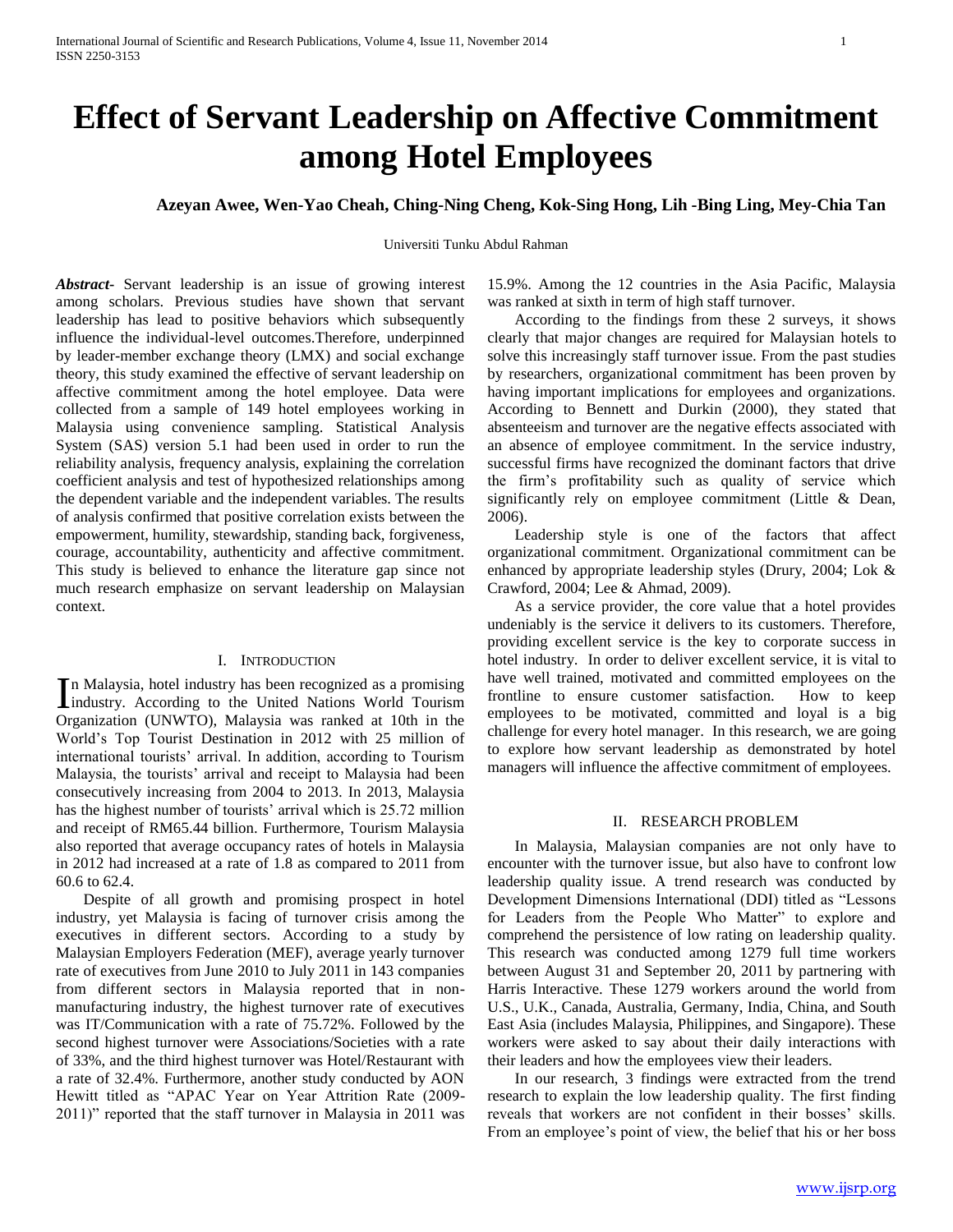# Effect of Servant Leadership on Affective Commitment among Hotel Employees

**Azeyan Awee, Wen-Yao Cheah, Ching-Ning Cheng, Kok-Sing Hong, Lih -Bing Ling, Mey-Chia Tan**

Universiti Tunku Abdul Rahman

***Abstract-*** Servant leadership is an issue of growing interest among scholars. Previous studies have shown that servant leadership has lead to positive behaviors which subsequently influence the individual-level outcomes.Therefore, underpinned by leader-member exchange theory (LMX) and social exchange theory, this study examined the effective of servant leadership on affective commitment among the hotel employee. Data were collected from a sample of 149 hotel employees working in Malaysia using convenience sampling. Statistical Analysis System (SAS) version 5.1 had been used in order to run the reliability analysis, frequency analysis, explaining the correlation coefficient analysis and test of hypothesized relationships among the dependent variable and the independent variables. The results of analysis confirmed that positive correlation exists between the empowerment, humility, stewardship, standing back, forgiveness, courage, accountability, authenticity and affective commitment. This study is believed to enhance the literature gap since not much research emphasize on servant leadership on Malaysian context.

## I. Introduction

In Malaysia, hotel industry has been recognized as a promising industry. According to the United Nations World Tourism Organization (UNWTO), Malaysia was ranked at 10th in the World's Top Tourist Destination in 2012 with 25 million of international tourists' arrival. In addition, according to Tourism Malaysia, the tourists' arrival and receipt to Malaysia had been consecutively increasing from 2004 to 2013. In 2013, Malaysia has the highest number of tourists' arrival which is 25.72 million and receipt of RM65.44 billion. Furthermore, Tourism Malaysia also reported that average occupancy rates of hotels in Malaysia in 2012 had increased at a rate of 1.8 as compared to 2011 from 60.6 to 62.4.

Despite of all growth and promising prospect in hotel industry, yet Malaysia is facing of turnover crisis among the executives in different sectors. According to a study by Malaysian Employers Federation (MEF), average yearly turnover rate of executives from June 2010 to July 2011 in 143 companies from different sectors in Malaysia reported that in non-manufacturing industry, the highest turnover rate of executives was IT/Communication with a rate of 75.72%. Followed by the second highest turnover were Associations/Societies with a rate of 33%, and the third highest turnover was Hotel/Restaurant with a rate of 32.4%. Furthermore, another study conducted by AON Hewitt titled as "APAC Year on Year Attrition Rate (2009-2011)" reported that the staff turnover in Malaysia in 2011 was 15.9%. Among the 12 countries in the Asia Pacific, Malaysia was ranked at sixth in term of high staff turnover.

According to the findings from these 2 surveys, it shows clearly that major changes are required for Malaysian hotels to solve this increasingly staff turnover issue. From the past studies by researchers, organizational commitment has been proven by having important implications for employees and organizations. According to Bennett and Durkin (2000), they stated that absenteeism and turnover are the negative effects associated with an absence of employee commitment. In the service industry, successful firms have recognized the dominant factors that drive the firm's profitability such as quality of service which significantly rely on employee commitment (Little & Dean, 2006).

Leadership style is one of the factors that affect organizational commitment. Organizational commitment can be enhanced by appropriate leadership styles (Drury, 2004; Lok & Crawford, 2004; Lee & Ahmad, 2009).

As a service provider, the core value that a hotel provides undeniably is the service it delivers to its customers. Therefore, providing excellent service is the key to corporate success in hotel industry. In order to deliver excellent service, it is vital to have well trained, motivated and committed employees on the frontline to ensure customer satisfaction. How to keep employees to be motivated, committed and loyal is a big challenge for every hotel manager. In this research, we are going to explore how servant leadership as demonstrated by hotel managers will influence the affective commitment of employees.

## II. Research Problem

In Malaysia, Malaysian companies are not only have to encounter with the turnover issue, but also have to confront low leadership quality issue. A trend research was conducted by Development Dimensions International (DDI) titled as "Lessons for Leaders from the People Who Matter" to explore and comprehend the persistence of low rating on leadership quality. This research was conducted among 1279 full time workers between August 31 and September 20, 2011 by partnering with Harris Interactive. These 1279 workers around the world from U.S., U.K., Canada, Australia, Germany, India, China, and South East Asia (includes Malaysia, Philippines, and Singapore). These workers were asked to say about their daily interactions with their leaders and how the employees view their leaders.

In our research, 3 findings were extracted from the trend research to explain the low leadership quality. The first finding reveals that workers are not confident in their bosses' skills. From an employee's point of view, the belief that his or her boss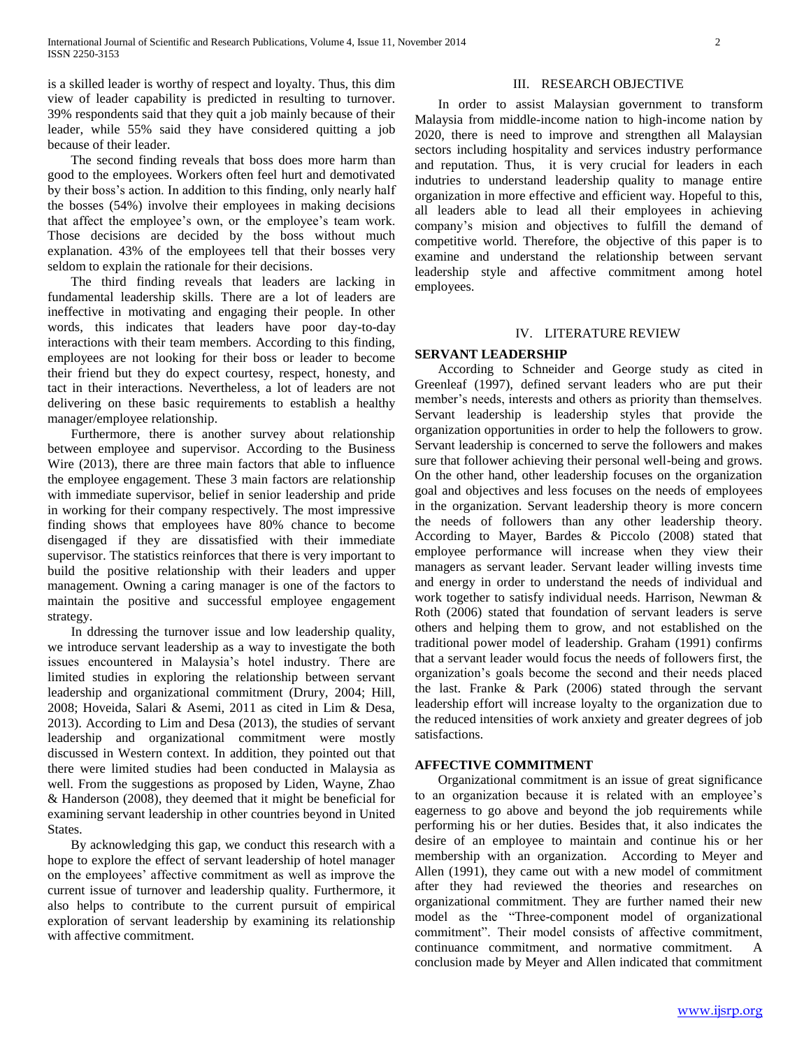is a skilled leader is worthy of respect and loyalty. Thus, this dim view of leader capability is predicted in resulting to turnover. 39% respondents said that they quit a job mainly because of their leader, while 55% said they have considered quitting a job because of their leader.

The second finding reveals that boss does more harm than good to the employees. Workers often feel hurt and demotivated by their boss's action. In addition to this finding, only nearly half the bosses (54%) involve their employees in making decisions that affect the employee's own, or the employee's team work. Those decisions are decided by the boss without much explanation. 43% of the employees tell that their bosses very seldom to explain the rationale for their decisions.

The third finding reveals that leaders are lacking in fundamental leadership skills. There are a lot of leaders are ineffective in motivating and engaging their people. In other words, this indicates that leaders have poor day-to-day interactions with their team members. According to this finding, employees are not looking for their boss or leader to become their friend but they do expect courtesy, respect, honesty, and tact in their interactions. Nevertheless, a lot of leaders are not delivering on these basic requirements to establish a healthy manager/employee relationship.

Furthermore, there is another survey about relationship between employee and supervisor. According to the Business Wire (2013), there are three main factors that able to influence the employee engagement. These 3 main factors are relationship with immediate supervisor, belief in senior leadership and pride in working for their company respectively. The most impressive finding shows that employees have 80% chance to become disengaged if they are dissatisfied with their immediate supervisor. The statistics reinforces that there is very important to build the positive relationship with their leaders and upper management. Owning a caring manager is one of the factors to maintain the positive and successful employee engagement strategy.

In ddressing the turnover issue and low leadership quality, we introduce servant leadership as a way to investigate the both issues encountered in Malaysia's hotel industry. There are limited studies in exploring the relationship between servant leadership and organizational commitment (Drury, 2004; Hill, 2008; Hoveida, Salari & Asemi, 2011 as cited in Lim & Desa, 2013). According to Lim and Desa (2013), the studies of servant leadership and organizational commitment were mostly discussed in Western context. In addition, they pointed out that there were limited studies had been conducted in Malaysia as well. From the suggestions as proposed by Liden, Wayne, Zhao & Handerson (2008), they deemed that it might be beneficial for examining servant leadership in other countries beyond in United States.

By acknowledging this gap, we conduct this research with a hope to explore the effect of servant leadership of hotel manager on the employees' affective commitment as well as improve the current issue of turnover and leadership quality. Furthermore, it also helps to contribute to the current pursuit of empirical exploration of servant leadership by examining its relationship with affective commitment.

## III. RESEARCH OBJECTIVE

In order to assist Malaysian government to transform Malaysia from middle-income nation to high-income nation by 2020, there is need to improve and strengthen all Malaysian sectors including hospitality and services industry performance and reputation. Thus, it is very crucial for leaders in each indutries to understand leadership quality to manage entire organization in more effective and efficient way. Hopeful to this, all leaders able to lead all their employees in achieving company's mision and objectives to fulfill the demand of competitive world. Therefore, the objective of this paper is to examine and understand the relationship between servant leadership style and affective commitment among hotel employees.

## IV. LITERATURE REVIEW

### SERVANT LEADERSHIP

According to Schneider and George study as cited in Greenleaf (1997), defined servant leaders who are put their member's needs, interests and others as priority than themselves. Servant leadership is leadership styles that provide the organization opportunities in order to help the followers to grow. Servant leadership is concerned to serve the followers and makes sure that follower achieving their personal well-being and grows. On the other hand, other leadership focuses on the organization goal and objectives and less focuses on the needs of employees in the organization. Servant leadership theory is more concern the needs of followers than any other leadership theory. According to Mayer, Bardes & Piccolo (2008) stated that employee performance will increase when they view their managers as servant leader. Servant leader willing invests time and energy in order to understand the needs of individual and work together to satisfy individual needs. Harrison, Newman & Roth (2006) stated that foundation of servant leaders is serve others and helping them to grow, and not established on the traditional power model of leadership. Graham (1991) confirms that a servant leader would focus the needs of followers first, the organization's goals become the second and their needs placed the last. Franke & Park (2006) stated through the servant leadership effort will increase loyalty to the organization due to the reduced intensities of work anxiety and greater degrees of job satisfactions.

### AFFECTIVE COMMITMENT

Organizational commitment is an issue of great significance to an organization because it is related with an employee's eagerness to go above and beyond the job requirements while performing his or her duties. Besides that, it also indicates the desire of an employee to maintain and continue his or her membership with an organization. According to Meyer and Allen (1991), they came out with a new model of commitment after they had reviewed the theories and researches on organizational commitment. They are further named their new model as the "Three-component model of organizational commitment". Their model consists of affective commitment, continuance commitment, and normative commitment. A conclusion made by Meyer and Allen indicated that commitment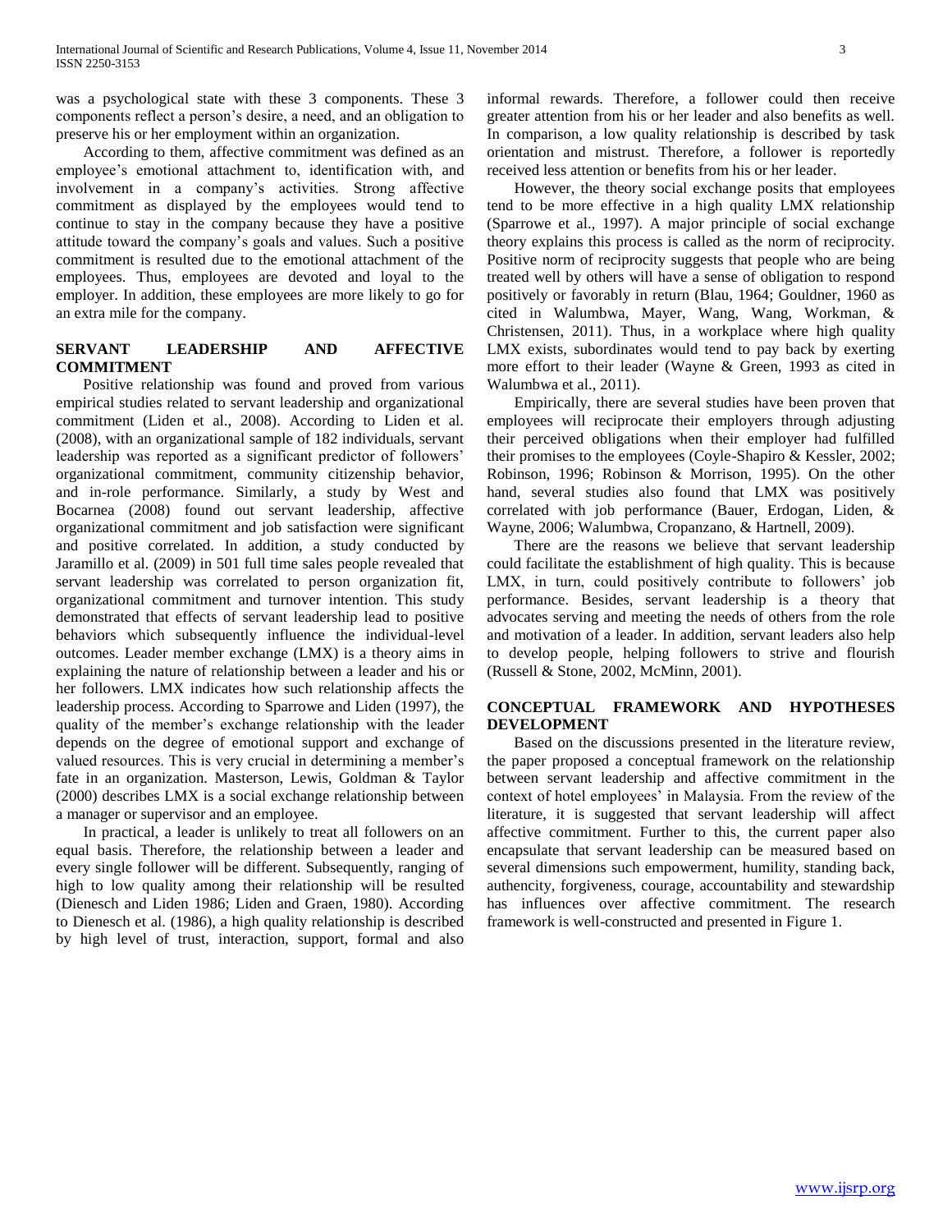was a psychological state with these 3 components. These 3 components reflect a person's desire, a need, and an obligation to preserve his or her employment within an organization.

According to them, affective commitment was defined as an employee's emotional attachment to, identification with, and involvement in a company's activities. Strong affective commitment as displayed by the employees would tend to continue to stay in the company because they have a positive attitude toward the company's goals and values. Such a positive commitment is resulted due to the emotional attachment of the employees. Thus, employees are devoted and loyal to the employer. In addition, these employees are more likely to go for an extra mile for the company.

## SERVANT LEADERSHIP AND AFFECTIVE COMMITMENT

Positive relationship was found and proved from various empirical studies related to servant leadership and organizational commitment (Liden et al., 2008). According to Liden et al. (2008), with an organizational sample of 182 individuals, servant leadership was reported as a significant predictor of followers' organizational commitment, community citizenship behavior, and in-role performance. Similarly, a study by West and Bocarnea (2008) found out servant leadership, affective organizational commitment and job satisfaction were significant and positive correlated. In addition, a study conducted by Jaramillo et al. (2009) in 501 full time sales people revealed that servant leadership was correlated to person organization fit, organizational commitment and turnover intention. This study demonstrated that effects of servant leadership lead to positive behaviors which subsequently influence the individual-level outcomes. Leader member exchange (LMX) is a theory aims in explaining the nature of relationship between a leader and his or her followers. LMX indicates how such relationship affects the leadership process. According to Sparrowe and Liden (1997), the quality of the member's exchange relationship with the leader depends on the degree of emotional support and exchange of valued resources. This is very crucial in determining a member's fate in an organization. Masterson, Lewis, Goldman & Taylor (2000) describes LMX is a social exchange relationship between a manager or supervisor and an employee.

In practical, a leader is unlikely to treat all followers on an equal basis. Therefore, the relationship between a leader and every single follower will be different. Subsequently, ranging of high to low quality among their relationship will be resulted (Dienesch and Liden 1986; Liden and Graen, 1980). According to Dienesch et al. (1986), a high quality relationship is described by high level of trust, interaction, support, formal and also informal rewards. Therefore, a follower could then receive greater attention from his or her leader and also benefits as well. In comparison, a low quality relationship is described by task orientation and mistrust. Therefore, a follower is reportedly received less attention or benefits from his or her leader.

However, the theory social exchange posits that employees tend to be more effective in a high quality LMX relationship (Sparrowe et al., 1997). A major principle of social exchange theory explains this process is called as the norm of reciprocity. Positive norm of reciprocity suggests that people who are being treated well by others will have a sense of obligation to respond positively or favorably in return (Blau, 1964; Gouldner, 1960 as cited in Walumbwa, Mayer, Wang, Wang, Workman, & Christensen, 2011). Thus, in a workplace where high quality LMX exists, subordinates would tend to pay back by exerting more effort to their leader (Wayne & Green, 1993 as cited in Walumbwa et al., 2011).

Empirically, there are several studies have been proven that employees will reciprocate their employers through adjusting their perceived obligations when their employer had fulfilled their promises to the employees (Coyle-Shapiro & Kessler, 2002; Robinson, 1996; Robinson & Morrison, 1995). On the other hand, several studies also found that LMX was positively correlated with job performance (Bauer, Erdogan, Liden, & Wayne, 2006; Walumbwa, Cropanzano, & Hartnell, 2009).

There are the reasons we believe that servant leadership could facilitate the establishment of high quality. This is because LMX, in turn, could positively contribute to followers' job performance. Besides, servant leadership is a theory that advocates serving and meeting the needs of others from the role and motivation of a leader. In addition, servant leaders also help to develop people, helping followers to strive and flourish (Russell & Stone, 2002, McMinn, 2001).

## CONCEPTUAL FRAMEWORK AND HYPOTHESES DEVELOPMENT

Based on the discussions presented in the literature review, the paper proposed a conceptual framework on the relationship between servant leadership and affective commitment in the context of hotel employees' in Malaysia. From the review of the literature, it is suggested that servant leadership will affect affective commitment. Further to this, the current paper also encapsulate that servant leadership can be measured based on several dimensions such empowerment, humility, standing back, authencity, forgiveness, courage, accountability and stewardship has influences over affective commitment. The research framework is well-constructed and presented in Figure 1.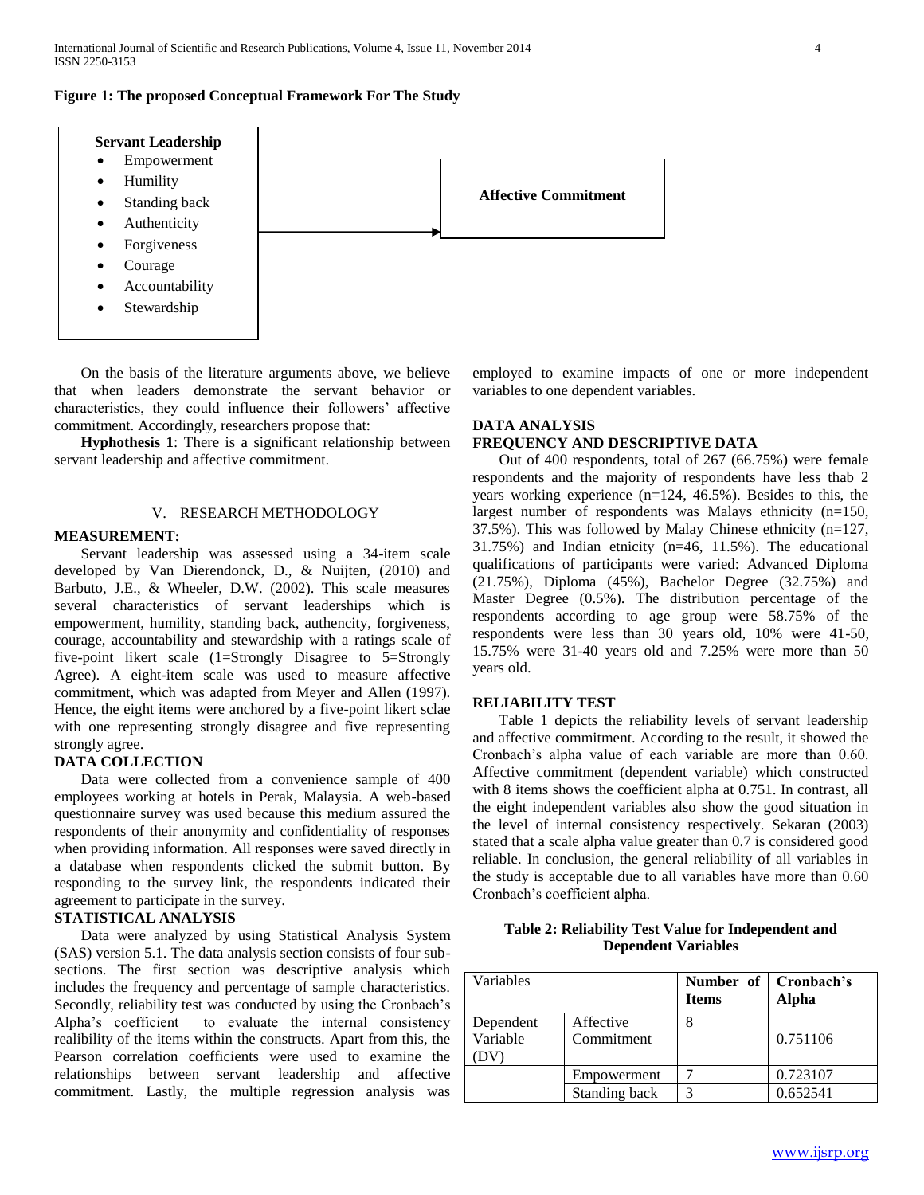**Figure 1: The proposed Conceptual Framework For The Study**

**Servant Leadership**
- Empowerment
- Humility
- Standing back
- Authenticity
- Forgiveness
- Courage
- Accountability
- Stewardship

→ **Affective Commitment**

On the basis of the literature arguments above, we believe that when leaders demonstrate the servant behavior or characteristics, they could influence their followers' affective commitment. Accordingly, researchers propose that:

**Hyphothesis 1**: There is a significant relationship between servant leadership and affective commitment.

## V. RESEARCH METHODOLOGY

### MEASUREMENT:

Servant leadership was assessed using a 34-item scale developed by Van Dierendonck, D., & Nuijten, (2010) and Barbuto, J.E., & Wheeler, D.W. (2002). This scale measures several characteristics of servant leaderships which is empowerment, humility, standing back, authencity, forgiveness, courage, accountability and stewardship with a ratings scale of five-point likert scale (1=Strongly Disagree to 5=Strongly Agree). A eight-item scale was used to measure affective commitment, which was adapted from Meyer and Allen (1997). Hence, the eight items were anchored by a five-point likert sclae with one representing strongly disagree and five representing strongly agree.

### DATA COLLECTION

Data were collected from a convenience sample of 400 employees working at hotels in Perak, Malaysia. A web-based questionnaire survey was used because this medium assured the respondents of their anonymity and confidentiality of responses when providing information. All responses were saved directly in a database when respondents clicked the submit button. By responding to the survey link, the respondents indicated their agreement to participate in the survey.

### STATISTICAL ANALYSIS

Data were analyzed by using Statistical Analysis System (SAS) version 5.1. The data analysis section consists of four sub-sections. The first section was descriptive analysis which includes the frequency and percentage of sample characteristics. Secondly, reliability test was conducted by using the Cronbach's Alpha's coefficient to evaluate the internal consistency realibility of the items within the constructs. Apart from this, the Pearson correlation coefficients were used to examine the relationships between servant leadership and affective commitment. Lastly, the multiple regression analysis was employed to examine impacts of one or more independent variables to one dependent variables.

## DATA ANALYSIS

### FREQUENCY AND DESCRIPTIVE DATA

Out of 400 respondents, total of 267 (66.75%) were female respondents and the majority of respondents have less thab 2 years working experience (n=124, 46.5%). Besides to this, the largest number of respondents was Malays ethnicity (n=150, 37.5%). This was followed by Malay Chinese ethnicity (n=127, 31.75%) and Indian etnicity (n=46, 11.5%). The educational qualifications of participants were varied: Advanced Diploma (21.75%), Diploma (45%), Bachelor Degree (32.75%) and Master Degree (0.5%). The distribution percentage of the respondents according to age group were 58.75% of the respondents were less than 30 years old, 10% were 41-50, 15.75% were 31-40 years old and 7.25% were more than 50 years old.

### RELIABILITY TEST

Table 1 depicts the reliability levels of servant leadership and affective commitment. According to the result, it showed the Cronbach's alpha value of each variable are more than 0.60. Affective commitment (dependent variable) which constructed with 8 items shows the coefficient alpha at 0.751. In contrast, all the eight independent variables also show the good situation in the level of internal consistency respectively. Sekaran (2003) stated that a scale alpha value greater than 0.7 is considered good reliable. In conclusion, the general reliability of all variables in the study is acceptable due to all variables have more than 0.60 Cronbach's coefficient alpha.

**Table 2: Reliability Test Value for Independent and Dependent Variables**

| Variables | | **Number of Items** | **Cronbach's Alpha** |
|---|---|---|---|
| Dependent Variable (DV) | Affective Commitment | 8 | 0.751106 |
| | Empowerment | 7 | 0.723107 |
| | Standing back | 3 | 0.652541 |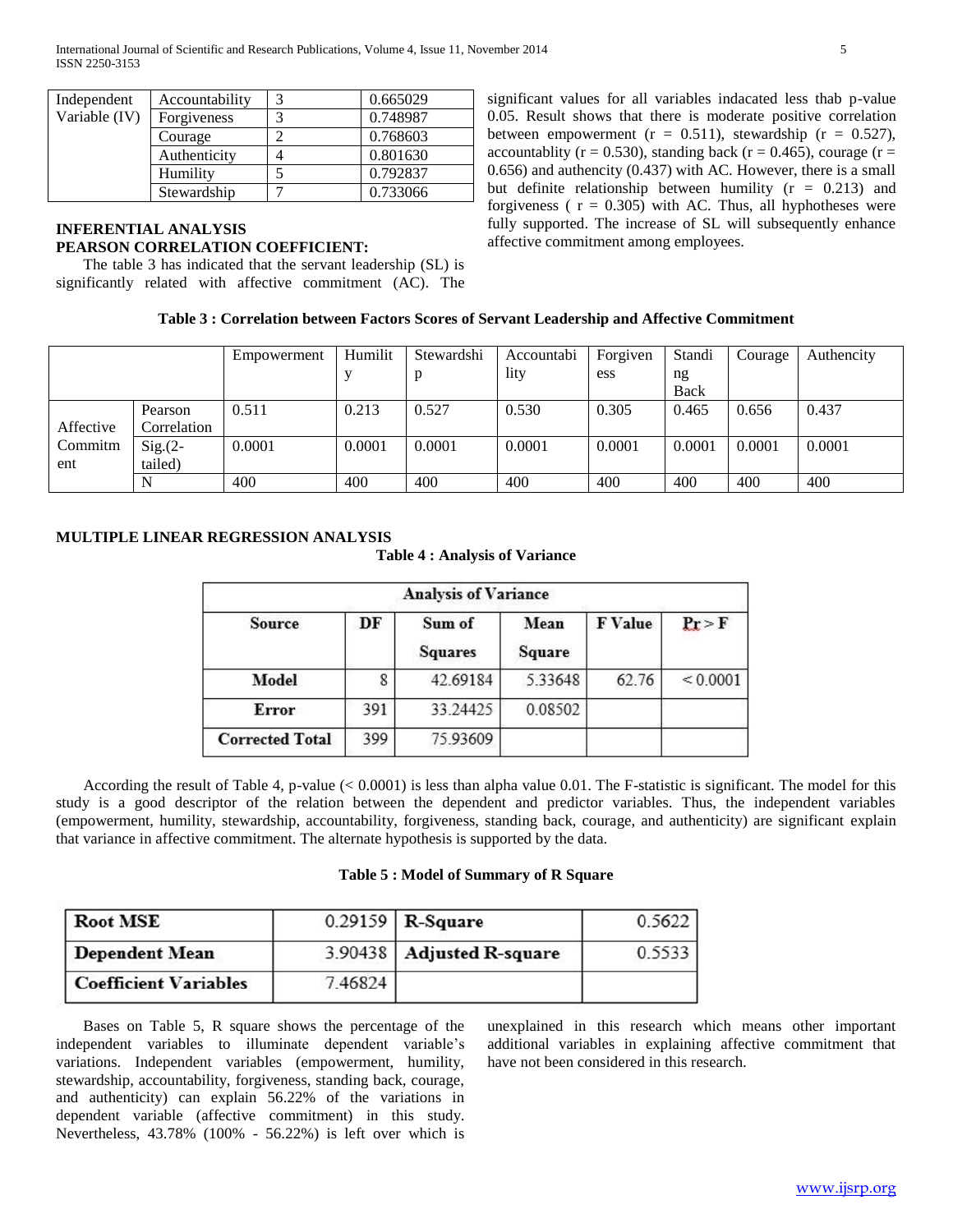| Independent Variable (IV) | Accountability | 3 | 0.665029 |
|---|---|---|---|
| | Forgiveness | 3 | 0.748987 |
| | Courage | 2 | 0.768603 |
| | Authenticity | 4 | 0.801630 |
| | Humility | 5 | 0.792837 |
| | Stewardship | 7 | 0.733066 |

## INFERENTIAL ANALYSIS

## PEARSON CORRELATION COEFFICIENT:

The table 3 has indicated that the servant leadership (SL) is significantly related with affective commitment (AC). The significant values for all variables indacated less thab p-value 0.05. Result shows that there is moderate positive correlation between empowerment ($r = 0.511$), stewardship ($r = 0.527$), accountablity ($r = 0.530$), standing back ($r = 0.465$), courage ($r = 0.656$) and authencity (0.437) with AC. However, there is a small but definite relationship between humility ($r = 0.213$) and forgiveness ( $r = 0.305$) with AC. Thus, all hyphotheses were fully supported. The increase of SL will subsequently enhance affective commitment among employees.

**Table 3 : Correlation between Factors Scores of Servant Leadership and Affective Commitment**

| | | Empowerment | Humility | Stewardship | Accountability | Forgiveness | Standing Back | Courage | Authencity |
|---|---|---|---|---|---|---|---|---|---|
| Affective Commitment | Pearson Correlation | 0.511 | 0.213 | 0.527 | 0.530 | 0.305 | 0.465 | 0.656 | 0.437 |
| | Sig.(2-tailed) | 0.0001 | 0.0001 | 0.0001 | 0.0001 | 0.0001 | 0.0001 | 0.0001 | 0.0001 |
| | N | 400 | 400 | 400 | 400 | 400 | 400 | 400 | 400 |

## MULTIPLE LINEAR REGRESSION ANALYSIS

**Table 4 : Analysis of Variance**

| Source | DF | Sum of Squares | Mean Square | F Value | Pr > F |
|---|---|---|---|---|---|
| Model | 8 | 42.69184 | 5.33648 | 62.76 | < 0.0001 |
| Error | 391 | 33.24425 | 0.08502 | | |
| Corrected Total | 399 | 75.93609 | | | |

According the result of Table 4, p-value (< 0.0001) is less than alpha value 0.01. The F-statistic is significant. The model for this study is a good descriptor of the relation between the dependent and predictor variables. Thus, the independent variables (empowerment, humility, stewardship, accountability, forgiveness, standing back, courage, and authenticity) are significant explain that variance in affective commitment. The alternate hypothesis is supported by the data.

**Table 5 : Model of Summary of R Square**

| Root MSE | 0.29159 | R-Square | 0.5622 |
|---|---|---|---|
| Dependent Mean | 3.90438 | Adjusted R-square | 0.5533 |
| Coefficient Variables | 7.46824 | | |

Bases on Table 5, R square shows the percentage of the independent variables to illuminate dependent variable's variations. Independent variables (empowerment, humility, stewardship, accountability, forgiveness, standing back, courage, and authenticity) can explain 56.22% of the variations in dependent variable (affective commitment) in this study. Nevertheless, 43.78% (100% - 56.22%) is left over which is unexplained in this research which means other important additional variables in explaining affective commitment that have not been considered in this research.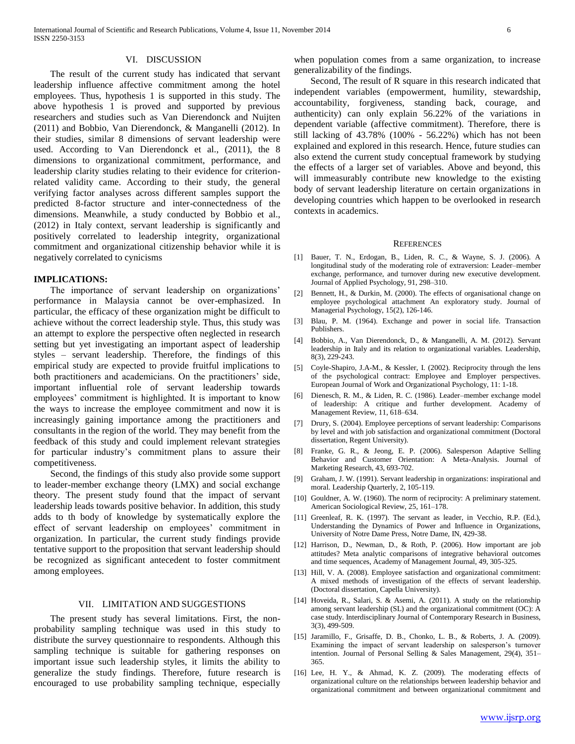## VI. DISCUSSION

The result of the current study has indicated that servant leadership influence affective commitment among the hotel employees. Thus, hypothesis 1 is supported in this study. The above hypothesis 1 is proved and supported by previous researchers and studies such as Van Dierendonck and Nuijten (2011) and Bobbio, Van Dierendonck, & Manganelli (2012). In their studies, similar 8 dimensions of servant leadership were used. According to Van Dierendonck et al., (2011), the 8 dimensions to organizational commitment, performance, and leadership clarity studies relating to their evidence for criterion-related validity came. According to their study, the general verifying factor analyses across different samples support the predicted 8-factor structure and inter-connectedness of the dimensions. Meanwhile, a study conducted by Bobbio et al., (2012) in Italy context, servant leadership is significantly and positively correlated to leadership integrity, organizational commitment and organizational citizenship behavior while it is negatively correlated to cynicisms

**IMPLICATIONS:**

The importance of servant leadership on organizations' performance in Malaysia cannot be over-emphasized. In particular, the efficacy of these organization might be difficult to achieve without the correct leadership style. Thus, this study was an attempt to explore the perspective often neglected in research setting but yet investigating an important aspect of leadership styles – servant leadership. Therefore, the findings of this empirical study are expected to provide fruitful implications to both practitioners and academicians. On the practitioners' side, important influential role of servant leadership towards employees' commitment is highlighted. It is important to know the ways to increase the employee commitment and now it is increasingly gaining importance among the practitioners and consultants in the region of the world. They may benefit from the feedback of this study and could implement relevant strategies for particular industry's commitment plans to assure their competitiveness.

Second, the findings of this study also provide some support to leader-member exchange theory (LMX) and social exchange theory. The present study found that the impact of servant leadership leads towards positive behavior. In addition, this study adds to th body of knowledge by systematically explore the effect of servant leadership on employees' commitment in organization. In particular, the current study findings provide tentative support to the proposition that servant leadership should be recognized as significant antecedent to foster commitment among employees.

## VII. LIMITATION AND SUGGESTIONS

The present study has several limitations. First, the non-probability sampling technique was used in this study to distribute the survey questionnaire to respondents. Although this sampling technique is suitable for gathering responses on important issue such leadership styles, it limits the ability to generalize the study findings. Therefore, future research is encouraged to use probability sampling technique, especially when population comes from a same organization, to increase generalizability of the findings.

Second, The result of R square in this research indicated that independent variables (empowerment, humility, stewardship, accountability, forgiveness, standing back, courage, and authenticity) can only explain 56.22% of the variations in dependent variable (affective commitment). Therefore, there is still lacking of 43.78% (100% - 56.22%) which has not been explained and explored in this research. Hence, future studies can also extend the current study conceptual framework by studying the effects of a larger set of variables. Above and beyond, this will immeasurably contribute new knowledge to the existing body of servant leadership literature on certain organizations in developing countries which happen to be overlooked in research contexts in academics.

## REFERENCES

[1] Bauer, T. N., Erdogan, B., Liden, R. C., & Wayne, S. J. (2006). A longitudinal study of the moderating role of extraversion: Leader–member exchange, performance, and turnover during new executive development. Journal of Applied Psychology, 91, 298–310.

[2] Bennett, H., & Durkin, M. (2000). The effects of organisational change on employee psychological attachment An exploratory study. Journal of Managerial Psychology, 15(2), 126-146.

[3] Blau, P. M. (1964). Exchange and power in social life. Transaction Publishers.

[4] Bobbio, A., Van Dierendonck, D., & Manganelli, A. M. (2012). Servant leadership in Italy and its relation to organizational variables. Leadership, 8(3), 229-243.

[5] Coyle-Shapiro, J.A-M., & Kessler, I. (2002). Reciprocity through the lens of the psychological contract: Employee and Employer perspectives. European Journal of Work and Organizational Psychology, 11: 1-18.

[6] Dienesch, R. M., & Liden, R. C. (1986). Leader–member exchange model of leadership: A critique and further development. Academy of Management Review, 11, 618–634.

[7] Drury, S. (2004). Employee perceptions of servant leadership: Comparisons by level and with job satisfaction and organizational commitment (Doctoral dissertation, Regent University).

[8] Franke, G. R., & Jeong, E. P. (2006). Salesperson Adaptive Selling Behavior and Customer Orientation: A Meta-Analysis. Journal of Marketing Research, 43, 693-702.

[9] Graham, J. W. (1991). Servant leadership in organizations: inspirational and moral. Leadership Quarterly, 2, 105-119.

[10] Gouldner, A. W. (1960). The norm of reciprocity: A preliminary statement. American Sociological Review, 25, 161–178.

[11] Greenleaf, R. K. (1997). The servant as leader, in Vecchio, R.P. (Ed.), Understanding the Dynamics of Power and Influence in Organizations, University of Notre Dame Press, Notre Dame, IN, 429-38.

[12] Harrison, D., Newman, D., & Roth, P. (2006). How important are job attitudes? Meta analytic comparisons of integrative behavioral outcomes and time sequences, Academy of Management Journal, 49, 305-325.

[13] Hill, V. A. (2008). Employee satisfaction and organizational commitment: A mixed methods of investigation of the effects of servant leadership. (Doctoral dissertation, Capella University).

[14] Hoveida, R., Salari, S. & Asemi, A. (2011). A study on the relationship among servant leadership (SL) and the organizational commitment (OC): A case study. Interdisciplinary Journal of Contemporary Research in Business, 3(3), 499-509.

[15] Jaramillo, F., Grisaffe, D. B., Chonko, L. B., & Roberts, J. A. (2009). Examining the impact of servant leadership on salesperson's turnover intention. Journal of Personal Selling & Sales Management, 29(4), 351–365.

[16] Lee, H. Y., & Ahmad, K. Z. (2009). The moderating effects of organizational culture on the relationships between leadership behavior and organizational commitment and between organizational commitment and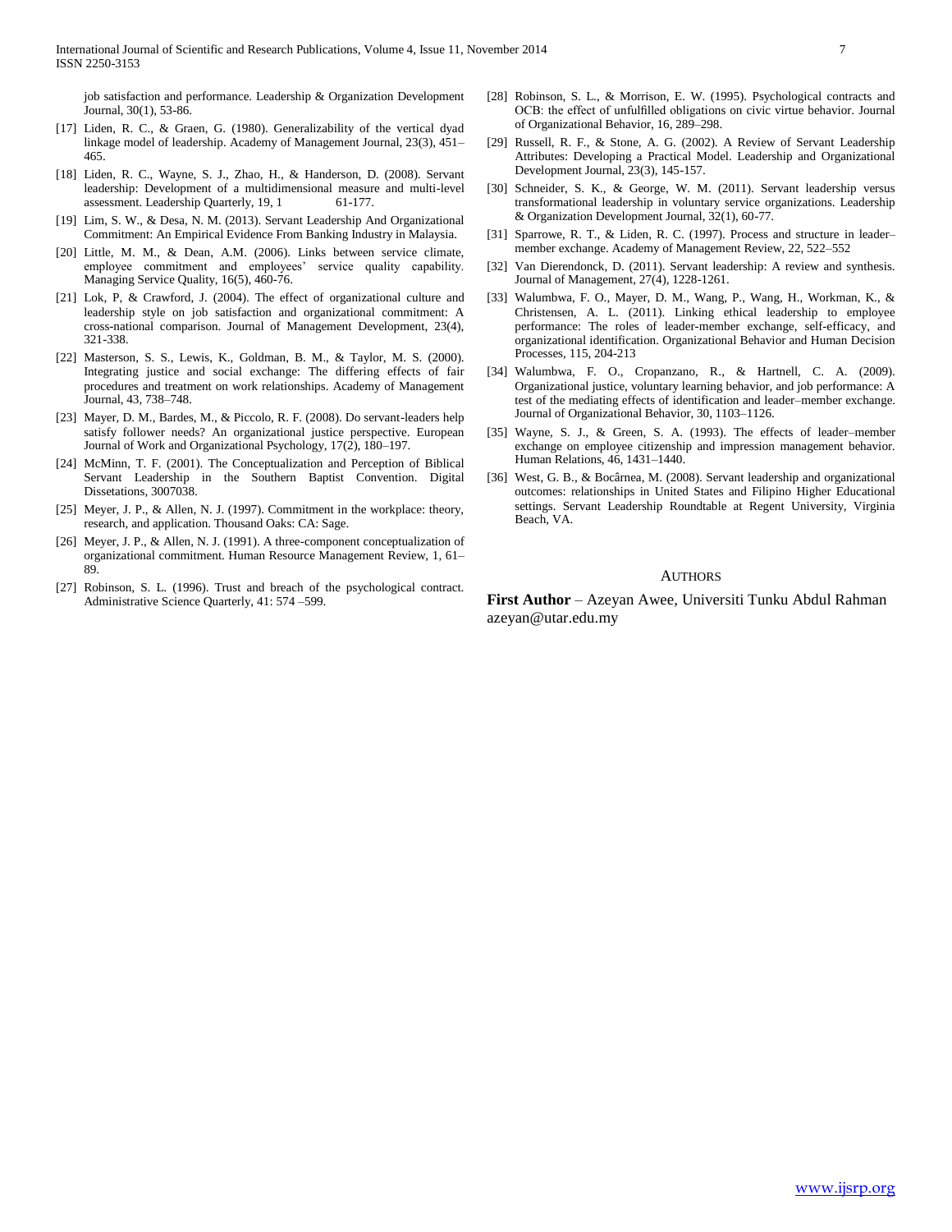job satisfaction and performance. Leadership & Organization Development Journal, 30(1), 53-86.

[17] Liden, R. C., & Graen, G. (1980). Generalizability of the vertical dyad linkage model of leadership. Academy of Management Journal, 23(3), 451–465.

[18] Liden, R. C., Wayne, S. J., Zhao, H., & Handerson, D. (2008). Servant leadership: Development of a multidimensional measure and multi-level assessment. Leadership Quarterly, 19, 1 61-177.

[19] Lim, S. W., & Desa, N. M. (2013). Servant Leadership And Organizational Commitment: An Empirical Evidence From Banking Industry in Malaysia.

[20] Little, M. M., & Dean, A.M. (2006). Links between service climate, employee commitment and employees' service quality capability. Managing Service Quality, 16(5), 460-76.

[21] Lok, P, & Crawford, J. (2004). The effect of organizational culture and leadership style on job satisfaction and organizational commitment: A cross-national comparison. Journal of Management Development, 23(4), 321-338.

[22] Masterson, S. S., Lewis, K., Goldman, B. M., & Taylor, M. S. (2000). Integrating justice and social exchange: The differing effects of fair procedures and treatment on work relationships. Academy of Management Journal, 43, 738–748.

[23] Mayer, D. M., Bardes, M., & Piccolo, R. F. (2008). Do servant-leaders help satisfy follower needs? An organizational justice perspective. European Journal of Work and Organizational Psychology, 17(2), 180–197.

[24] McMinn, T. F. (2001). The Conceptualization and Perception of Biblical Servant Leadership in the Southern Baptist Convention. Digital Dissetations, 3007038.

[25] Meyer, J. P., & Allen, N. J. (1997). Commitment in the workplace: theory, research, and application. Thousand Oaks: CA: Sage.

[26] Meyer, J. P., & Allen, N. J. (1991). A three-component conceptualization of organizational commitment. Human Resource Management Review, 1, 61–89.

[27] Robinson, S. L. (1996). Trust and breach of the psychological contract. Administrative Science Quarterly, 41: 574 –599.

[28] Robinson, S. L., & Morrison, E. W. (1995). Psychological contracts and OCB: the effect of unfulfilled obligations on civic virtue behavior. Journal of Organizational Behavior, 16, 289–298.

[29] Russell, R. F., & Stone, A. G. (2002). A Review of Servant Leadership Attributes: Developing a Practical Model. Leadership and Organizational Development Journal, 23(3), 145-157.

[30] Schneider, S. K., & George, W. M. (2011). Servant leadership versus transformational leadership in voluntary service organizations. Leadership & Organization Development Journal, 32(1), 60-77.

[31] Sparrowe, R. T., & Liden, R. C. (1997). Process and structure in leader–member exchange. Academy of Management Review, 22, 522–552

[32] Van Dierendonck, D. (2011). Servant leadership: A review and synthesis. Journal of Management, 27(4), 1228-1261.

[33] Walumbwa, F. O., Mayer, D. M., Wang, P., Wang, H., Workman, K., & Christensen, A. L. (2011). Linking ethical leadership to employee performance: The roles of leader-member exchange, self-efficacy, and organizational identification. Organizational Behavior and Human Decision Processes, 115, 204-213

[34] Walumbwa, F. O., Cropanzano, R., & Hartnell, C. A. (2009). Organizational justice, voluntary learning behavior, and job performance: A test of the mediating effects of identification and leader–member exchange. Journal of Organizational Behavior, 30, 1103–1126.

[35] Wayne, S. J., & Green, S. A. (1993). The effects of leader–member exchange on employee citizenship and impression management behavior. Human Relations, 46, 1431–1440.

[36] West, G. B., & Bocârnea, M. (2008). Servant leadership and organizational outcomes: relationships in United States and Filipino Higher Educational settings. Servant Leadership Roundtable at Regent University, Virginia Beach, VA.

## AUTHORS

**First Author** – Azeyan Awee, Universiti Tunku Abdul Rahman azeyan@utar.edu.my